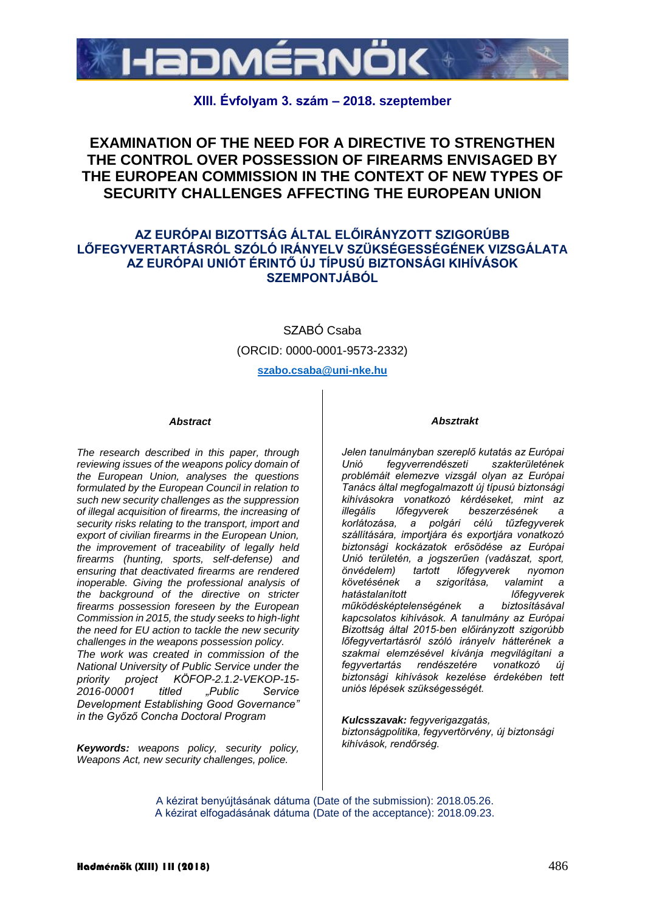# EXAMINATION OF THE NEED FOR A DIRECTIVE TO STRENGTHEN THE CONTROL OVER POSSESSION OF FIREARMS ENVISAGED BY THE EUROPEAN COMMISSION IN THE CONTEXT OF NEW TYPES OF SECURITY CHALLENGES AFFECTING THE EUROPEAN UNION

## AZ EURÓPAI BIZOTTSÁG ÁLTAL ELŐIRÁNYZOTT SZIGORÚBB LŐFEGYVERTARTÁSRÓL SZÓLÓ IRÁNYELV SZÜKSÉGESSÉGÉNEK VIZSGÁLATA AZ EURÓPAI UNIÓT ÉRINTŐ ÚJ TÍPUSÚ BIZTONSÁGI KIHÍVÁSOK SZEMPONTJÁBÓL

SZABÓ Csaba

(ORCID: 0000-0001-9573-2332)

szabo.csaba@uni-nke.hu

***Abstract***

*The research described in this paper, through reviewing issues of the weapons policy domain of the European Union, analyses the questions formulated by the European Council in relation to such new security challenges as the suppression of illegal acquisition of firearms, the increasing of security risks relating to the transport, import and export of civilian firearms in the European Union, the improvement of traceability of legally held firearms (hunting, sports, self-defense) and ensuring that deactivated firearms are rendered inoperable. Giving the professional analysis of the background of the directive on stricter firearms possession foreseen by the European Commission in 2015, the study seeks to high-light the need for EU action to tackle the new security challenges in the weapons possession policy.*

*The work was created in commission of the National University of Public Service under the priority project KÖFOP-2.1.2-VEKOP-15-2016-00001 titled „Public Service Development Establishing Good Governance" in the Győző Concha Doctoral Program*

***Keywords:*** *weapons policy, security policy, Weapons Act, new security challenges, police.*

***Absztrakt***

*Jelen tanulmányban szereplő kutatás az Európai Unió fegyverrendészeti szakterületének problémáit elemezve vizsgál olyan az Európai Tanács által megfogalmazott új típusú biztonsági kihívásokra vonatkozó kérdéseket, mint az illegális lőfegyverek beszerzésének a korlátozása, a polgári célú tűzfegyverek szállítására, importjára és exportjára vonatkozó biztonsági kockázatok erősödése az Európai Unió területén, a jogszerűen (vadászat, sport, önvédelem) tartott lőfegyverek nyomon követésének a szigorítása, valamint a hatástalanított lőfegyverek működésképtelenségének a biztosításával kapcsolatos kihívások. A tanulmány az Európai Bizottság által 2015-ben előirányzott szigorúbb lőfegyvertartásról szóló irányelv hátterének a szakmai elemzésével kívánja megvilágítani a fegyvertartás rendészetére vonatkozó új biztonsági kihívások kezelése érdekében tett uniós lépések szükségességét.*

***Kulcsszavak:*** *fegyverigazgatás, biztonságpolitika, fegyvertörvény, új biztonsági kihívások, rendőrség.*

A kézirat benyújtásának dátuma (Date of the submission): 2018.05.26.
A kézirat elfogadásának dátuma (Date of the acceptance): 2018.09.23.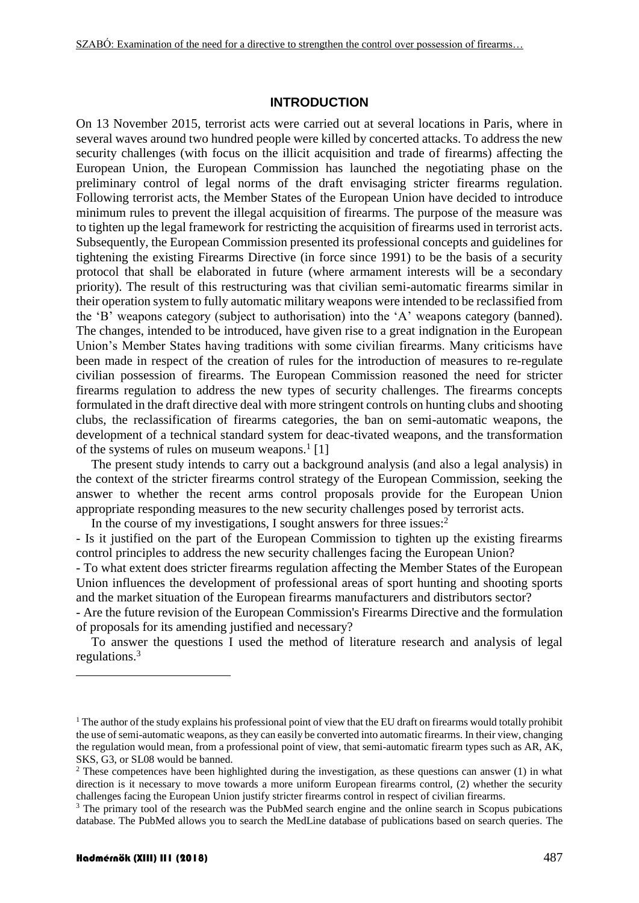## INTRODUCTION

On 13 November 2015, terrorist acts were carried out at several locations in Paris, where in several waves around two hundred people were killed by concerted attacks. To address the new security challenges (with focus on the illicit acquisition and trade of firearms) affecting the European Union, the European Commission has launched the negotiating phase on the preliminary control of legal norms of the draft envisaging stricter firearms regulation. Following terrorist acts, the Member States of the European Union have decided to introduce minimum rules to prevent the illegal acquisition of firearms. The purpose of the measure was to tighten up the legal framework for restricting the acquisition of firearms used in terrorist acts. Subsequently, the European Commission presented its professional concepts and guidelines for tightening the existing Firearms Directive (in force since 1991) to be the basis of a security protocol that shall be elaborated in future (where armament interests will be a secondary priority). The result of this restructuring was that civilian semi-automatic firearms similar in their operation system to fully automatic military weapons were intended to be reclassified from the 'B' weapons category (subject to authorisation) into the 'A' weapons category (banned). The changes, intended to be introduced, have given rise to a great indignation in the European Union's Member States having traditions with some civilian firearms. Many criticisms have been made in respect of the creation of rules for the introduction of measures to re-regulate civilian possession of firearms. The European Commission reasoned the need for stricter firearms regulation to address the new types of security challenges. The firearms concepts formulated in the draft directive deal with more stringent controls on hunting clubs and shooting clubs, the reclassification of firearms categories, the ban on semi-automatic weapons, the development of a technical standard system for deac-tivated weapons, and the transformation of the systems of rules on museum weapons.[1] [1]

The present study intends to carry out a background analysis (and also a legal analysis) in the context of the stricter firearms control strategy of the European Commission, seeking the answer to whether the recent arms control proposals provide for the European Union appropriate responding measures to the new security challenges posed by terrorist acts.

In the course of my investigations, I sought answers for three issues:[2]

- Is it justified on the part of the European Commission to tighten up the existing firearms control principles to address the new security challenges facing the European Union?
- To what extent does stricter firearms regulation affecting the Member States of the European Union influences the development of professional areas of sport hunting and shooting sports and the market situation of the European firearms manufacturers and distributors sector?
- Are the future revision of the European Commission's Firearms Directive and the formulation of proposals for its amending justified and necessary?

To answer the questions I used the method of literature research and analysis of legal regulations.[3]

---

[1] The author of the study explains his professional point of view that the EU draft on firearms would totally prohibit the use of semi-automatic weapons, as they can easily be converted into automatic firearms. In their view, changing the regulation would mean, from a professional point of view, that semi-automatic firearm types such as AR, AK, SKS, G3, or SL08 would be banned.

[2] These competences have been highlighted during the investigation, as these questions can answer (1) in what direction is it necessary to move towards a more uniform European firearms control, (2) whether the security challenges facing the European Union justify stricter firearms control in respect of civilian firearms.

[3] The primary tool of the research was the PubMed search engine and the online search in Scopus pubications database. The PubMed allows you to search the MedLine database of publications based on search queries. The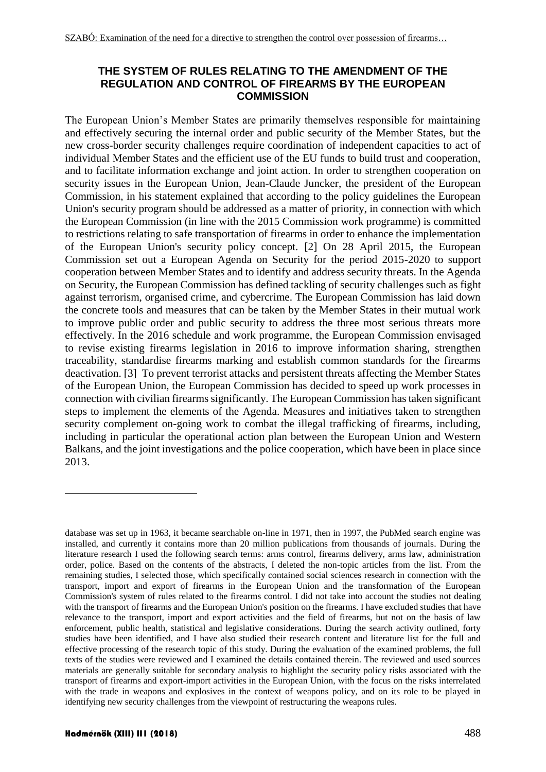## THE SYSTEM OF RULES RELATING TO THE AMENDMENT OF THE REGULATION AND CONTROL OF FIREARMS BY THE EUROPEAN COMMISSION

The European Union's Member States are primarily themselves responsible for maintaining and effectively securing the internal order and public security of the Member States, but the new cross-border security challenges require coordination of independent capacities to act of individual Member States and the efficient use of the EU funds to build trust and cooperation, and to facilitate information exchange and joint action. In order to strengthen cooperation on security issues in the European Union, Jean-Claude Juncker, the president of the European Commission, in his statement explained that according to the policy guidelines the European Union's security program should be addressed as a matter of priority, in connection with which the European Commission (in line with the 2015 Commission work programme) is committed to restrictions relating to safe transportation of firearms in order to enhance the implementation of the European Union's security policy concept. [2] On 28 April 2015, the European Commission set out a European Agenda on Security for the period 2015-2020 to support cooperation between Member States and to identify and address security threats. In the Agenda on Security, the European Commission has defined tackling of security challenges such as fight against terrorism, organised crime, and cybercrime. The European Commission has laid down the concrete tools and measures that can be taken by the Member States in their mutual work to improve public order and public security to address the three most serious threats more effectively. In the 2016 schedule and work programme, the European Commission envisaged to revise existing firearms legislation in 2016 to improve information sharing, strengthen traceability, standardise firearms marking and establish common standards for the firearms deactivation. [3] To prevent terrorist attacks and persistent threats affecting the Member States of the European Union, the European Commission has decided to speed up work processes in connection with civilian firearms significantly. The European Commission has taken significant steps to implement the elements of the Agenda. Measures and initiatives taken to strengthen security complement on-going work to combat the illegal trafficking of firearms, including, including in particular the operational action plan between the European Union and Western Balkans, and the joint investigations and the police cooperation, which have been in place since 2013.

---

database was set up in 1963, it became searchable on-line in 1971, then in 1997, the PubMed search engine was installed, and currently it contains more than 20 million publications from thousands of journals. During the literature research I used the following search terms: arms control, firearms delivery, arms law, administration order, police. Based on the contents of the abstracts, I deleted the non-topic articles from the list. From the remaining studies, I selected those, which specifically contained social sciences research in connection with the transport, import and export of firearms in the European Union and the transformation of the European Commission's system of rules related to the firearms control. I did not take into account the studies not dealing with the transport of firearms and the European Union's position on the firearms. I have excluded studies that have relevance to the transport, import and export activities and the field of firearms, but not on the basis of law enforcement, public health, statistical and legislative considerations. During the search activity outlined, forty studies have been identified, and I have also studied their research content and literature list for the full and effective processing of the research topic of this study. During the evaluation of the examined problems, the full texts of the studies were reviewed and I examined the details contained therein. The reviewed and used sources materials are generally suitable for secondary analysis to highlight the security policy risks associated with the transport of firearms and export-import activities in the European Union, with the focus on the risks interrelated with the trade in weapons and explosives in the context of weapons policy, and on its role to be played in identifying new security challenges from the viewpoint of restructuring the weapons rules.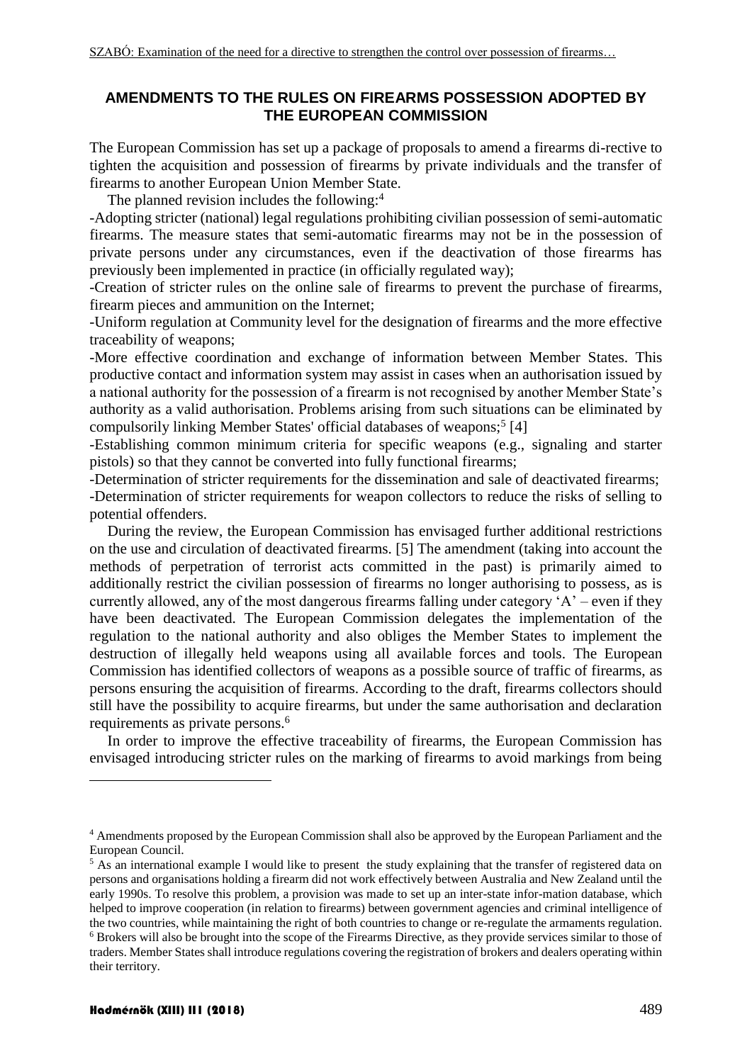## AMENDMENTS TO THE RULES ON FIREARMS POSSESSION ADOPTED BY THE EUROPEAN COMMISSION

The European Commission has set up a package of proposals to amend a firearms di-rective to tighten the acquisition and possession of firearms by private individuals and the transfer of firearms to another European Union Member State.

The planned revision includes the following:[4]

-Adopting stricter (national) legal regulations prohibiting civilian possession of semi-automatic firearms. The measure states that semi-automatic firearms may not be in the possession of private persons under any circumstances, even if the deactivation of those firearms has previously been implemented in practice (in officially regulated way);

-Creation of stricter rules on the online sale of firearms to prevent the purchase of firearms, firearm pieces and ammunition on the Internet;

-Uniform regulation at Community level for the designation of firearms and the more effective traceability of weapons;

-More effective coordination and exchange of information between Member States. This productive contact and information system may assist in cases when an authorisation issued by a national authority for the possession of a firearm is not recognised by another Member State's authority as a valid authorisation. Problems arising from such situations can be eliminated by compulsorily linking Member States' official databases of weapons;[5] [4]

-Establishing common minimum criteria for specific weapons (e.g., signaling and starter pistols) so that they cannot be converted into fully functional firearms;

-Determination of stricter requirements for the dissemination and sale of deactivated firearms;

-Determination of stricter requirements for weapon collectors to reduce the risks of selling to potential offenders.

During the review, the European Commission has envisaged further additional restrictions on the use and circulation of deactivated firearms. [5] The amendment (taking into account the methods of perpetration of terrorist acts committed in the past) is primarily aimed to additionally restrict the civilian possession of firearms no longer authorising to possess, as is currently allowed, any of the most dangerous firearms falling under category 'A' – even if they have been deactivated. The European Commission delegates the implementation of the regulation to the national authority and also obliges the Member States to implement the destruction of illegally held weapons using all available forces and tools. The European Commission has identified collectors of weapons as a possible source of traffic of firearms, as persons ensuring the acquisition of firearms. According to the draft, firearms collectors should still have the possibility to acquire firearms, but under the same authorisation and declaration requirements as private persons.[6]

In order to improve the effective traceability of firearms, the European Commission has envisaged introducing stricter rules on the marking of firearms to avoid markings from being

---

[4] Amendments proposed by the European Commission shall also be approved by the European Parliament and the European Council.

[5] As an international example I would like to present the study explaining that the transfer of registered data on persons and organisations holding a firearm did not work effectively between Australia and New Zealand until the early 1990s. To resolve this problem, a provision was made to set up an inter-state infor-mation database, which helped to improve cooperation (in relation to firearms) between government agencies and criminal intelligence of the two countries, while maintaining the right of both countries to change or re-regulate the armaments regulation.

[6] Brokers will also be brought into the scope of the Firearms Directive, as they provide services similar to those of traders. Member States shall introduce regulations covering the registration of brokers and dealers operating within their territory.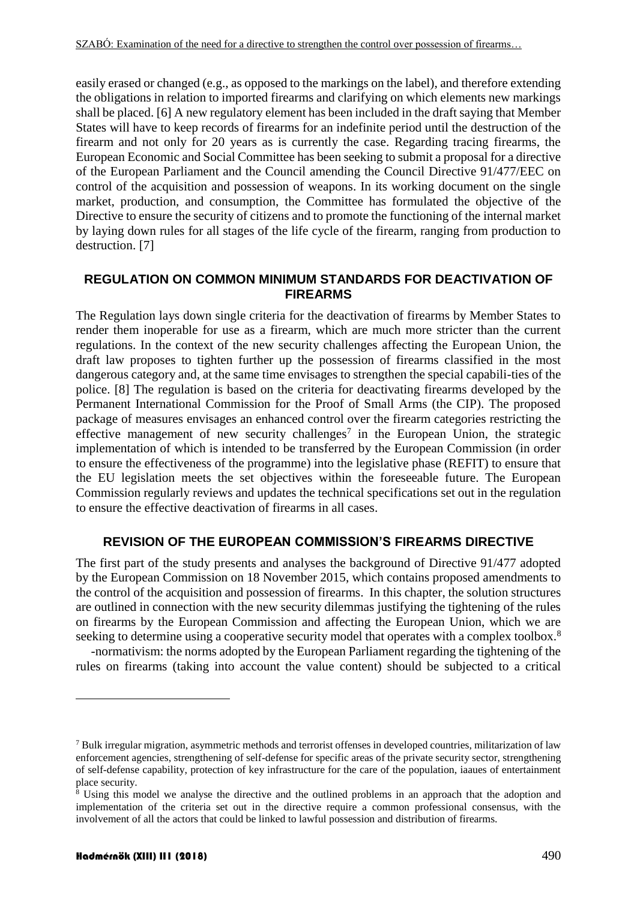easily erased or changed (e.g., as opposed to the markings on the label), and therefore extending the obligations in relation to imported firearms and clarifying on which elements new markings shall be placed. [6] A new regulatory element has been included in the draft saying that Member States will have to keep records of firearms for an indefinite period until the destruction of the firearm and not only for 20 years as is currently the case. Regarding tracing firearms, the European Economic and Social Committee has been seeking to submit a proposal for a directive of the European Parliament and the Council amending the Council Directive 91/477/EEC on control of the acquisition and possession of weapons. In its working document on the single market, production, and consumption, the Committee has formulated the objective of the Directive to ensure the security of citizens and to promote the functioning of the internal market by laying down rules for all stages of the life cycle of the firearm, ranging from production to destruction. [7]

## REGULATION ON COMMON MINIMUM STANDARDS FOR DEACTIVATION OF FIREARMS

The Regulation lays down single criteria for the deactivation of firearms by Member States to render them inoperable for use as a firearm, which are much more stricter than the current regulations. In the context of the new security challenges affecting the European Union, the draft law proposes to tighten further up the possession of firearms classified in the most dangerous category and, at the same time envisages to strengthen the special capabili-ties of the police. [8] The regulation is based on the criteria for deactivating firearms developed by the Permanent International Commission for the Proof of Small Arms (the CIP). The proposed package of measures envisages an enhanced control over the firearm categories restricting the effective management of new security challenges[7] in the European Union, the strategic implementation of which is intended to be transferred by the European Commission (in order to ensure the effectiveness of the programme) into the legislative phase (REFIT) to ensure that the EU legislation meets the set objectives within the foreseeable future. The European Commission regularly reviews and updates the technical specifications set out in the regulation to ensure the effective deactivation of firearms in all cases.

## REVISION OF THE EUROPEAN COMMISSION'S FIREARMS DIRECTIVE

The first part of the study presents and analyses the background of Directive 91/477 adopted by the European Commission on 18 November 2015, which contains proposed amendments to the control of the acquisition and possession of firearms. In this chapter, the solution structures are outlined in connection with the new security dilemmas justifying the tightening of the rules on firearms by the European Commission and affecting the European Union, which we are seeking to determine using a cooperative security model that operates with a complex toolbox.[8]

-normativism: the norms adopted by the European Parliament regarding the tightening of the rules on firearms (taking into account the value content) should be subjected to a critical

---

[7] Bulk irregular migration, asymmetric methods and terrorist offenses in developed countries, militarization of law enforcement agencies, strengthening of self-defense for specific areas of the private security sector, strengthening of self-defense capability, protection of key infrastructure for the care of the population, iaaues of entertainment place security.

[8] Using this model we analyse the directive and the outlined problems in an approach that the adoption and implementation of the criteria set out in the directive require a common professional consensus, with the involvement of all the actors that could be linked to lawful possession and distribution of firearms.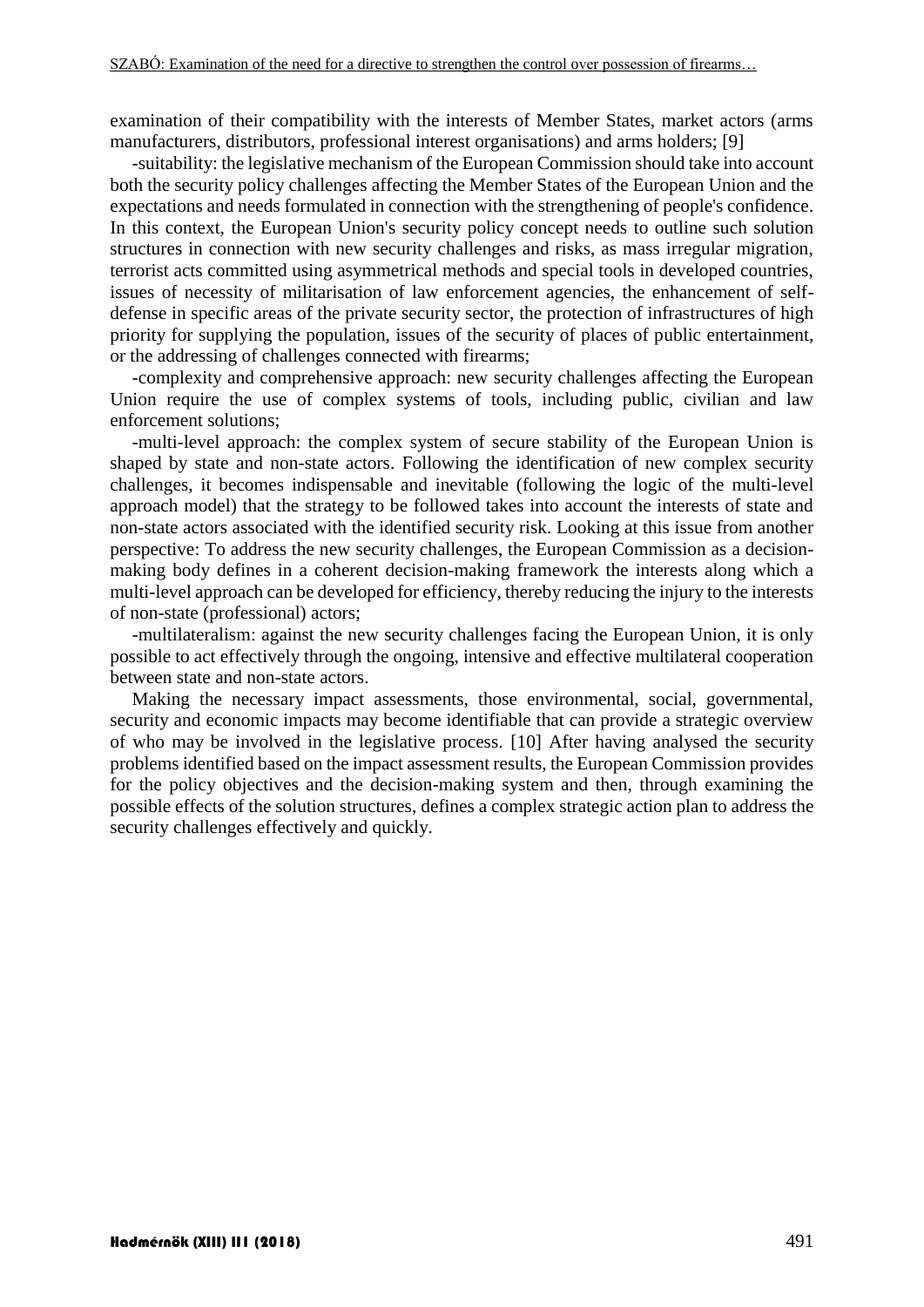examination of their compatibility with the interests of Member States, market actors (arms manufacturers, distributors, professional interest organisations) and arms holders; [9]

-suitability: the legislative mechanism of the European Commission should take into account both the security policy challenges affecting the Member States of the European Union and the expectations and needs formulated in connection with the strengthening of people's confidence. In this context, the European Union's security policy concept needs to outline such solution structures in connection with new security challenges and risks, as mass irregular migration, terrorist acts committed using asymmetrical methods and special tools in developed countries, issues of necessity of militarisation of law enforcement agencies, the enhancement of self-defense in specific areas of the private security sector, the protection of infrastructures of high priority for supplying the population, issues of the security of places of public entertainment, or the addressing of challenges connected with firearms;

-complexity and comprehensive approach: new security challenges affecting the European Union require the use of complex systems of tools, including public, civilian and law enforcement solutions;

-multi-level approach: the complex system of secure stability of the European Union is shaped by state and non-state actors. Following the identification of new complex security challenges, it becomes indispensable and inevitable (following the logic of the multi-level approach model) that the strategy to be followed takes into account the interests of state and non-state actors associated with the identified security risk. Looking at this issue from another perspective: To address the new security challenges, the European Commission as a decision-making body defines in a coherent decision-making framework the interests along which a multi-level approach can be developed for efficiency, thereby reducing the injury to the interests of non-state (professional) actors;

-multilateralism: against the new security challenges facing the European Union, it is only possible to act effectively through the ongoing, intensive and effective multilateral cooperation between state and non-state actors.

Making the necessary impact assessments, those environmental, social, governmental, security and economic impacts may become identifiable that can provide a strategic overview of who may be involved in the legislative process. [10] After having analysed the security problems identified based on the impact assessment results, the European Commission provides for the policy objectives and the decision-making system and then, through examining the possible effects of the solution structures, defines a complex strategic action plan to address the security challenges effectively and quickly.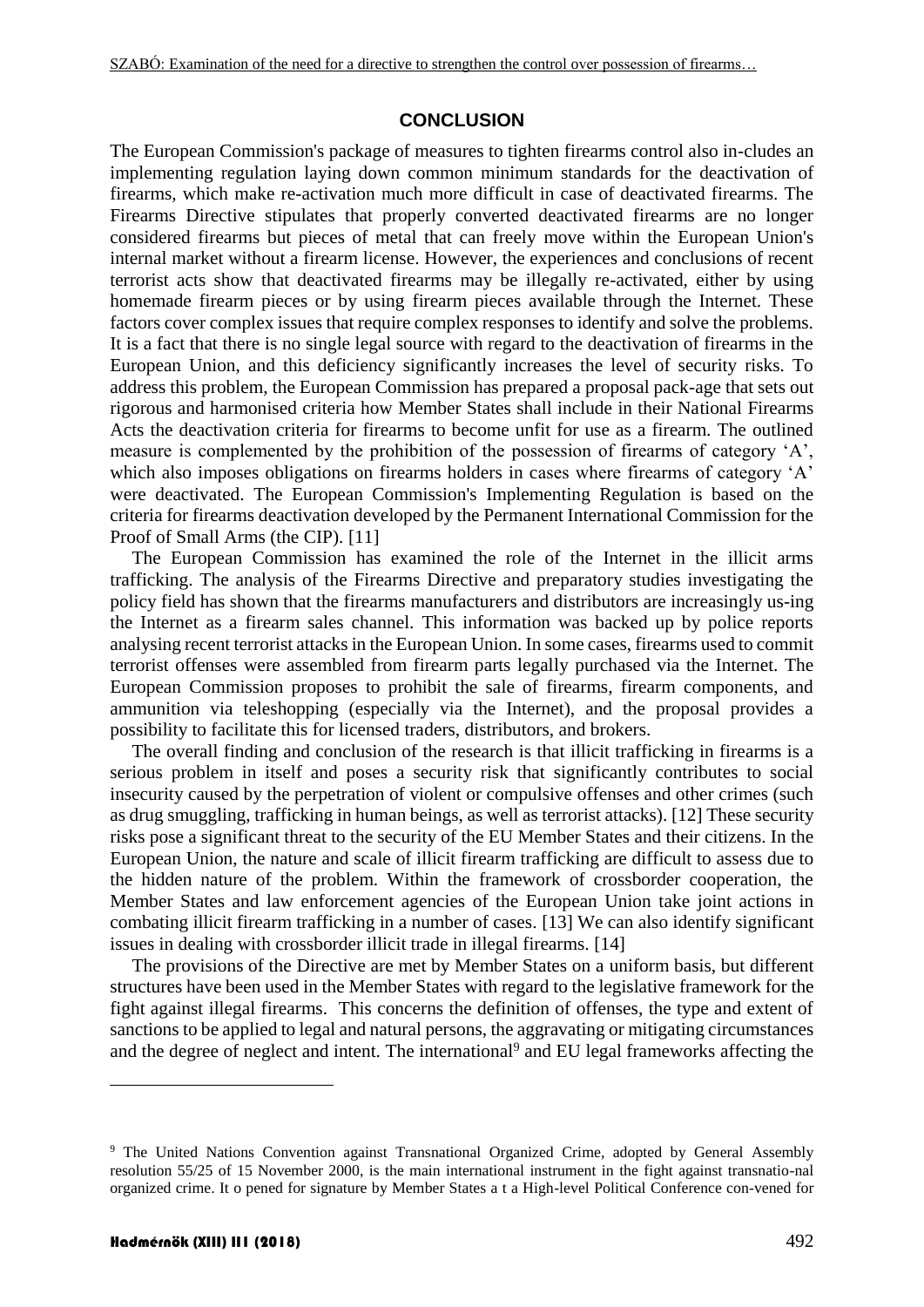## CONCLUSION

The European Commission's package of measures to tighten firearms control also in-cludes an implementing regulation laying down common minimum standards for the deactivation of firearms, which make re-activation much more difficult in case of deactivated firearms. The Firearms Directive stipulates that properly converted deactivated firearms are no longer considered firearms but pieces of metal that can freely move within the European Union's internal market without a firearm license. However, the experiences and conclusions of recent terrorist acts show that deactivated firearms may be illegally re-activated, either by using homemade firearm pieces or by using firearm pieces available through the Internet. These factors cover complex issues that require complex responses to identify and solve the problems. It is a fact that there is no single legal source with regard to the deactivation of firearms in the European Union, and this deficiency significantly increases the level of security risks. To address this problem, the European Commission has prepared a proposal pack-age that sets out rigorous and harmonised criteria how Member States shall include in their National Firearms Acts the deactivation criteria for firearms to become unfit for use as a firearm. The outlined measure is complemented by the prohibition of the possession of firearms of category 'A', which also imposes obligations on firearms holders in cases where firearms of category 'A' were deactivated. The European Commission's Implementing Regulation is based on the criteria for firearms deactivation developed by the Permanent International Commission for the Proof of Small Arms (the CIP). [11]

The European Commission has examined the role of the Internet in the illicit arms trafficking. The analysis of the Firearms Directive and preparatory studies investigating the policy field has shown that the firearms manufacturers and distributors are increasingly us-ing the Internet as a firearm sales channel. This information was backed up by police reports analysing recent terrorist attacks in the European Union. In some cases, firearms used to commit terrorist offenses were assembled from firearm parts legally purchased via the Internet. The European Commission proposes to prohibit the sale of firearms, firearm components, and ammunition via teleshopping (especially via the Internet), and the proposal provides a possibility to facilitate this for licensed traders, distributors, and brokers.

The overall finding and conclusion of the research is that illicit trafficking in firearms is a serious problem in itself and poses a security risk that significantly contributes to social insecurity caused by the perpetration of violent or compulsive offenses and other crimes (such as drug smuggling, trafficking in human beings, as well as terrorist attacks). [12] These security risks pose a significant threat to the security of the EU Member States and their citizens. In the European Union, the nature and scale of illicit firearm trafficking are difficult to assess due to the hidden nature of the problem. Within the framework of crossborder cooperation, the Member States and law enforcement agencies of the European Union take joint actions in combating illicit firearm trafficking in a number of cases. [13] We can also identify significant issues in dealing with crossborder illicit trade in illegal firearms. [14]

The provisions of the Directive are met by Member States on a uniform basis, but different structures have been used in the Member States with regard to the legislative framework for the fight against illegal firearms. This concerns the definition of offenses, the type and extent of sanctions to be applied to legal and natural persons, the aggravating or mitigating circumstances and the degree of neglect and intent. The international[9] and EU legal frameworks affecting the

[9] The United Nations Convention against Transnational Organized Crime, adopted by General Assembly resolution 55/25 of 15 November 2000, is the main international instrument in the fight against transnatio-nal organized crime. It o pened for signature by Member States a t a High-level Political Conference con-vened for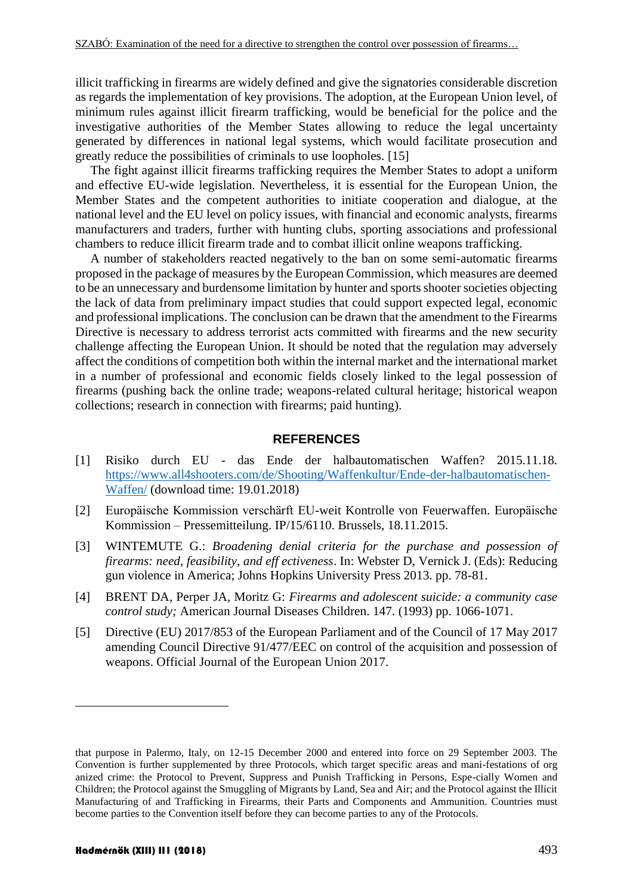illicit trafficking in firearms are widely defined and give the signatories considerable discretion as regards the implementation of key provisions. The adoption, at the European Union level, of minimum rules against illicit firearm trafficking, would be beneficial for the police and the investigative authorities of the Member States allowing to reduce the legal uncertainty generated by differences in national legal systems, which would facilitate prosecution and greatly reduce the possibilities of criminals to use loopholes. [15]

The fight against illicit firearms trafficking requires the Member States to adopt a uniform and effective EU-wide legislation. Nevertheless, it is essential for the European Union, the Member States and the competent authorities to initiate cooperation and dialogue, at the national level and the EU level on policy issues, with financial and economic analysts, firearms manufacturers and traders, further with hunting clubs, sporting associations and professional chambers to reduce illicit firearm trade and to combat illicit online weapons trafficking.

A number of stakeholders reacted negatively to the ban on some semi-automatic firearms proposed in the package of measures by the European Commission, which measures are deemed to be an unnecessary and burdensome limitation by hunter and sports shooter societies objecting the lack of data from preliminary impact studies that could support expected legal, economic and professional implications. The conclusion can be drawn that the amendment to the Firearms Directive is necessary to address terrorist acts committed with firearms and the new security challenge affecting the European Union. It should be noted that the regulation may adversely affect the conditions of competition both within the internal market and the international market in a number of professional and economic fields closely linked to the legal possession of firearms (pushing back the online trade; weapons-related cultural heritage; historical weapon collections; research in connection with firearms; paid hunting).

## REFERENCES

[1] Risiko durch EU - das Ende der halbautomatischen Waffen? 2015.11.18. https://www.all4shooters.com/de/Shooting/Waffenkultur/Ende-der-halbautomatischen-Waffen/ (download time: 19.01.2018)

[2] Europäische Kommission verschärft EU-weit Kontrolle von Feuerwaffen. Europäische Kommission – Pressemitteilung. IP/15/6110. Brussels, 18.11.2015.

[3] WINTEMUTE G.: *Broadening denial criteria for the purchase and possession of firearms: need, feasibility, and eff ectiveness*. In: Webster D, Vernick J. (Eds): Reducing gun violence in America; Johns Hopkins University Press 2013. pp. 78-81.

[4] BRENT DA, Perper JA, Moritz G: *Firearms and adolescent suicide: a community case control study;* American Journal Diseases Children. 147. (1993) pp. 1066-1071.

[5] Directive (EU) 2017/853 of the European Parliament and of the Council of 17 May 2017 amending Council Directive 91/477/EEC on control of the acquisition and possession of weapons. Official Journal of the European Union 2017.

---

that purpose in Palermo, Italy, on 12-15 December 2000 and entered into force on 29 September 2003. The Convention is further supplemented by three Protocols, which target specific areas and mani-festations of org anized crime: the Protocol to Prevent, Suppress and Punish Trafficking in Persons, Espe-cially Women and Children; the Protocol against the Smuggling of Migrants by Land, Sea and Air; and the Protocol against the Illicit Manufacturing of and Trafficking in Firearms, their Parts and Components and Ammunition. Countries must become parties to the Convention itself before they can become parties to any of the Protocols.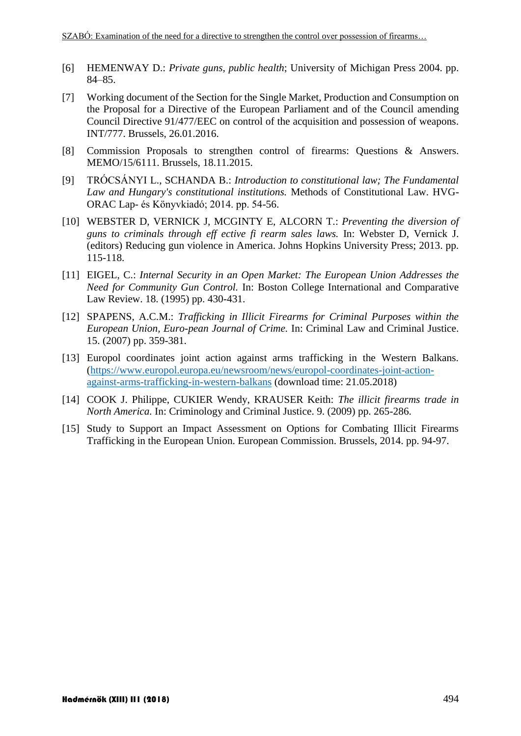[6] HEMENWAY D.: *Private guns, public health*; University of Michigan Press 2004. pp. 84–85.

[7] Working document of the Section for the Single Market, Production and Consumption on the Proposal for a Directive of the European Parliament and of the Council amending Council Directive 91/477/EEC on control of the acquisition and possession of weapons. INT/777. Brussels, 26.01.2016.

[8] Commission Proposals to strengthen control of firearms: Questions & Answers. MEMO/15/6111. Brussels, 18.11.2015.

[9] TRÓCSÁNYI L., SCHANDA B.: *Introduction to constitutional law; The Fundamental Law and Hungary's constitutional institutions.* Methods of Constitutional Law. HVG-ORAC Lap- és Könyvkiadó; 2014. pp. 54-56.

[10] WEBSTER D, VERNICK J, MCGINTY E, ALCORN T.: *Preventing the diversion of guns to criminals through eff ective fi rearm sales laws.* In: Webster D, Vernick J. (editors) Reducing gun violence in America. Johns Hopkins University Press; 2013. pp. 115-118.

[11] EIGEL, C.: *Internal Security in an Open Market: The European Union Addresses the Need for Community Gun Control.* In: Boston College International and Comparative Law Review. 18. (1995) pp. 430-431.

[12] SPAPENS, A.C.M.: *Trafficking in Illicit Firearms for Criminal Purposes within the European Union, Euro-pean Journal of Crime.* In: Criminal Law and Criminal Justice. 15. (2007) pp. 359-381.

[13] Europol coordinates joint action against arms trafficking in the Western Balkans. (https://www.europol.europa.eu/newsroom/news/europol-coordinates-joint-action-against-arms-trafficking-in-western-balkans) (download time: 21.05.2018)

[14] COOK J. Philippe, CUKIER Wendy, KRAUSER Keith: *The illicit firearms trade in North America.* In: Criminology and Criminal Justice. 9. (2009) pp. 265-286.

[15] Study to Support an Impact Assessment on Options for Combating Illicit Firearms Trafficking in the European Union. European Commission. Brussels, 2014. pp. 94-97.